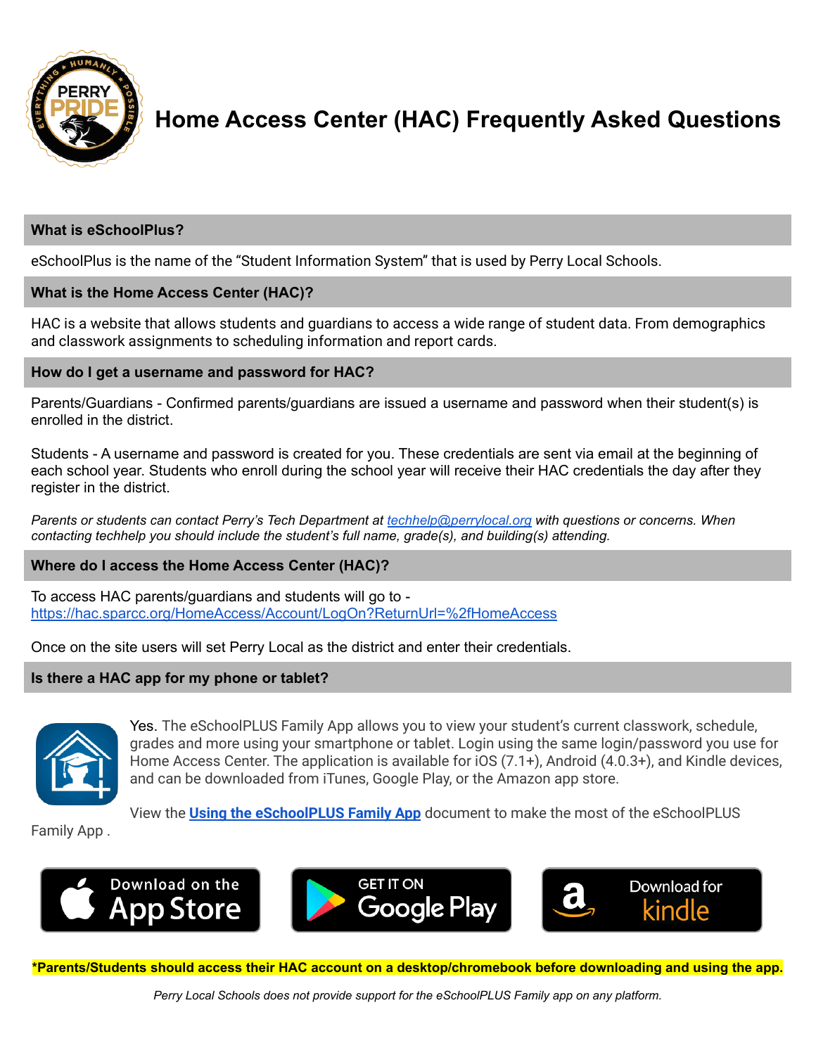# Home Access Center (HAC) Frequently Asked Questions

### What is eSchoolPlus?

eSchoolPlus is the name of the "Student Information System" that is used by Perry Local Schools.

### What is the Home Access Center (HAC)?

HAC is a website that allows students and guardians to access a wide range of student data. From demographics and classwork assignments to scheduling information and report cards.

### How do I get a username and password for HAC?

Parents/Guardians - Confirmed parents/guardians are issued a username and password when their student(s) is enrolled in the district.

Students - A username and password is created for you. These credentials are sent via email at the beginning of each school year. Students who enroll during the school year will receive their HAC credentials the day after they register in the district.

*Parents or students can contact Perry's Tech Department at [techhelp@perrylocal.org](mailto:techhelp@perrylocal.org) with questions or concerns. When contacting techhelp you should include the student's full name, grade(s), and building(s) attending.*

### Where do I access the Home Access Center (HAC)?

To access HAC parents/guardians and students will go to - [https://hac.sparcc.org/HomeAccess/Account/LogOn?ReturnUrl=%2fHomeAccess](https://hac.sparcc.org/HomeAccess/Account/LogOn?ReturnUrl=%2fHomeAccess)

Once on the site users will set Perry Local as the district and enter their credentials.

### Is there a HAC app for my phone or tablet?

Yes. The eSchoolPLUS Family App allows you to view your student's current classwork, schedule, grades and more using your smartphone or tablet. Login using the same login/password you use for Home Access Center. The application is available for iOS (7.1+), Android (4.0.3+), and Kindle devices, and can be downloaded from iTunes, Google Play, or the Amazon app store.

View the **Using the eSchoolPLUS Family App** document to make the most of the eSchoolPLUS Family App .

Download on the App Store | GET IT ON Google Play | Download for kindle

**\*Parents/Students should access their HAC account on a desktop/chromebook before downloading and using the app.**

*Perry Local Schools does not provide support for the eSchoolPLUS Family app on any platform.*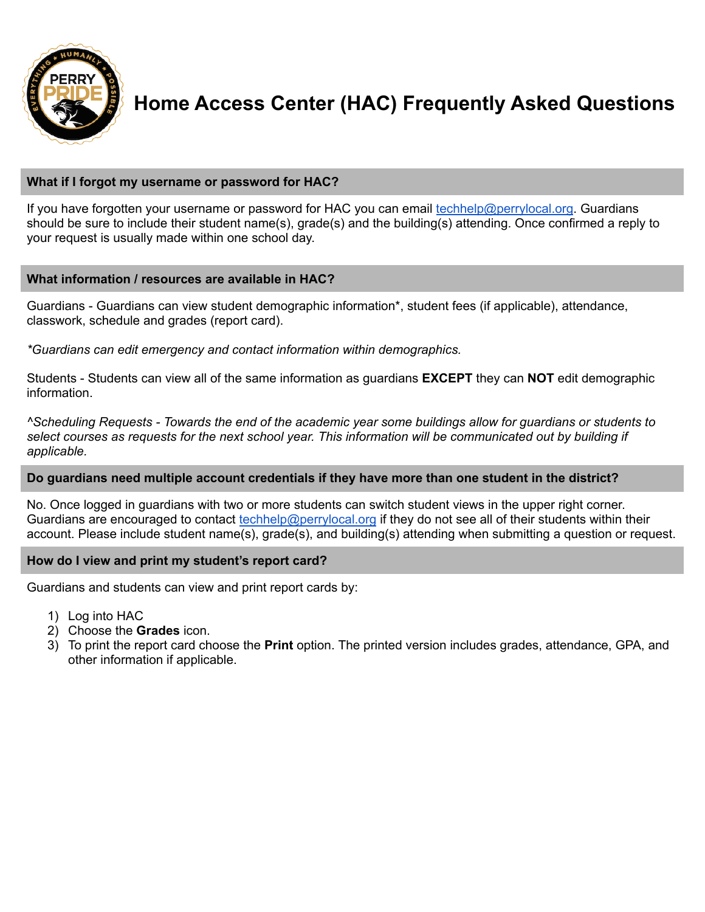# Home Access Center (HAC) Frequently Asked Questions

## What if I forgot my username or password for HAC?

If you have forgotten your username or password for HAC you can email techhelp@perrylocal.org. Guardians should be sure to include their student name(s), grade(s) and the building(s) attending. Once confirmed a reply to your request is usually made within one school day.

## What information / resources are available in HAC?

Guardians - Guardians can view student demographic information*, student fees (if applicable), attendance, classwork, schedule and grades (report card).

*\*Guardians can edit emergency and contact information within demographics.*

Students - Students can view all of the same information as guardians **EXCEPT** they can **NOT** edit demographic information.

*^Scheduling Requests - Towards the end of the academic year some buildings allow for guardians or students to select courses as requests for the next school year. This information will be communicated out by building if applicable.*

## Do guardians need multiple account credentials if they have more than one student in the district?

No. Once logged in guardians with two or more students can switch student views in the upper right corner. Guardians are encouraged to contact techhelp@perrylocal.org if they do not see all of their students within their account. Please include student name(s), grade(s), and building(s) attending when submitting a question or request.

## How do I view and print my student's report card?

Guardians and students can view and print report cards by:

1) Log into HAC
2) Choose the **Grades** icon.
3) To print the report card choose the **Print** option. The printed version includes grades, attendance, GPA, and other information if applicable.